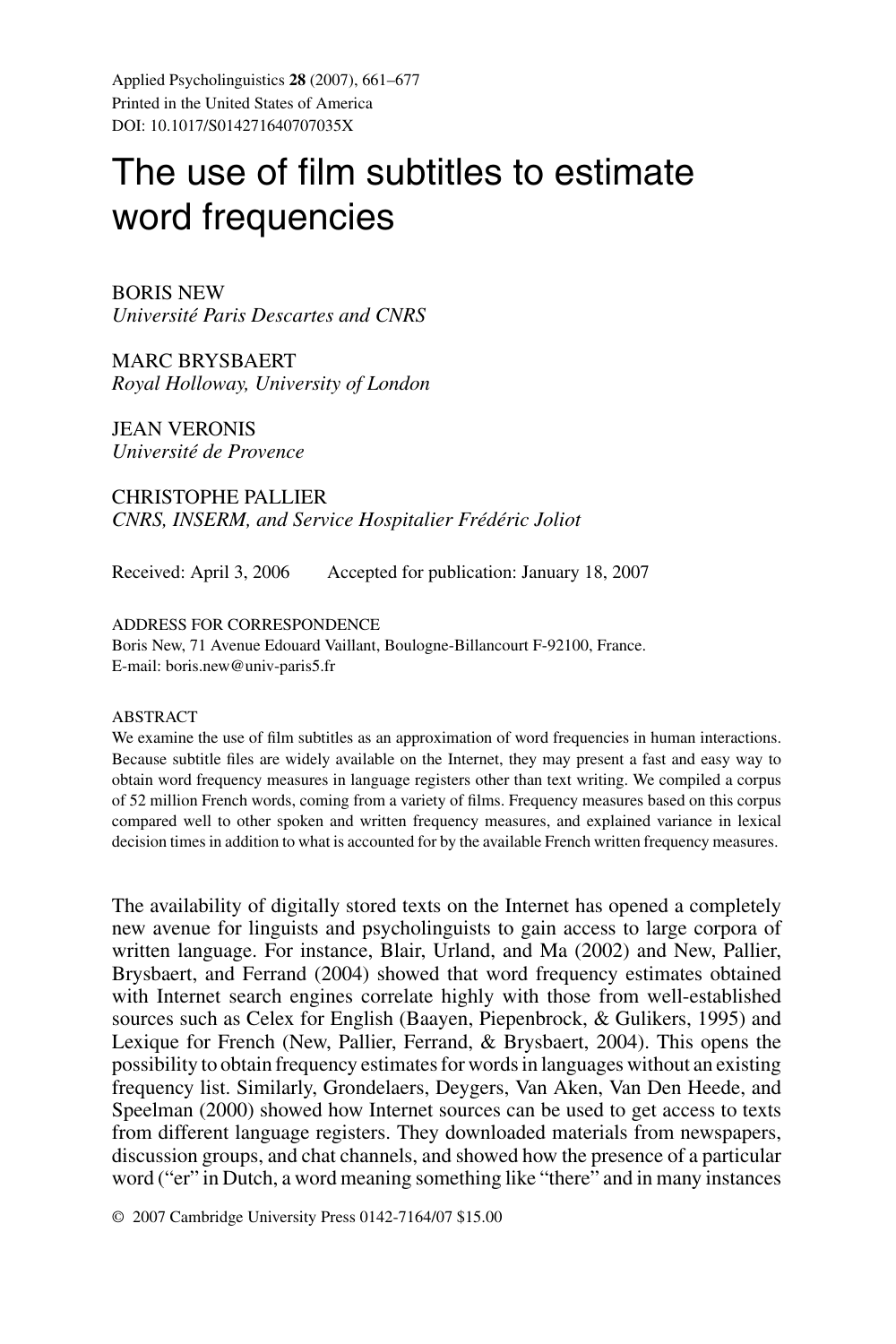Applied Psycholinguistics **28** (2007), 661–677
Printed in the United States of America
DOI: 10.1017/S014271640707035X

# The use of film subtitles to estimate word frequencies

BORIS NEW
*Université Paris Descartes and CNRS*

MARC BRYSBAERT
*Royal Holloway, University of London*

JEAN VERONIS
*Université de Provence*

CHRISTOPHE PALLIER
*CNRS, INSERM, and Service Hospitalier Frédéric Joliot*

Received: April 3, 2006 Accepted for publication: January 18, 2007

ADDRESS FOR CORRESPONDENCE
Boris New, 71 Avenue Edouard Vaillant, Boulogne-Billancourt F-92100, France.
E-mail: boris.new@univ-paris5.fr

ABSTRACT

We examine the use of film subtitles as an approximation of word frequencies in human interactions. Because subtitle files are widely available on the Internet, they may present a fast and easy way to obtain word frequency measures in language registers other than text writing. We compiled a corpus of 52 million French words, coming from a variety of films. Frequency measures based on this corpus compared well to other spoken and written frequency measures, and explained variance in lexical decision times in addition to what is accounted for by the available French written frequency measures.

The availability of digitally stored texts on the Internet has opened a completely new avenue for linguists and psycholinguists to gain access to large corpora of written language. For instance, Blair, Urland, and Ma (2002) and New, Pallier, Brysbaert, and Ferrand (2004) showed that word frequency estimates obtained with Internet search engines correlate highly with those from well-established sources such as Celex for English (Baayen, Piepenbrock, & Gulikers, 1995) and Lexique for French (New, Pallier, Ferrand, & Brysbaert, 2004). This opens the possibility to obtain frequency estimates for words in languages without an existing frequency list. Similarly, Grondelaers, Deygers, Van Aken, Van Den Heede, and Speelman (2000) showed how Internet sources can be used to get access to texts from different language registers. They downloaded materials from newspapers, discussion groups, and chat channels, and showed how the presence of a particular word ("er" in Dutch, a word meaning something like "there" and in many instances

© 2007 Cambridge University Press 0142-7164/07 $15.00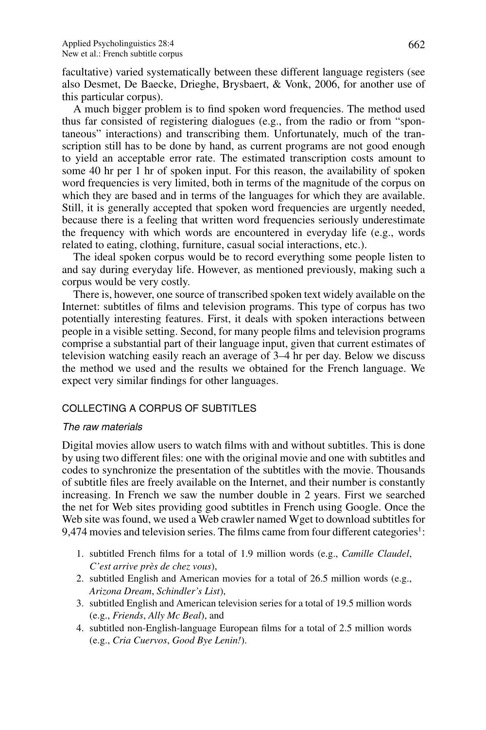facultative) varied systematically between these different language registers (see also Desmet, De Baecke, Drieghe, Brysbaert, & Vonk, 2006, for another use of this particular corpus).

A much bigger problem is to find spoken word frequencies. The method used thus far consisted of registering dialogues (e.g., from the radio or from "spontaneous" interactions) and transcribing them. Unfortunately, much of the transcription still has to be done by hand, as current programs are not good enough to yield an acceptable error rate. The estimated transcription costs amount to some 40 hr per 1 hr of spoken input. For this reason, the availability of spoken word frequencies is very limited, both in terms of the magnitude of the corpus on which they are based and in terms of the languages for which they are available. Still, it is generally accepted that spoken word frequencies are urgently needed, because there is a feeling that written word frequencies seriously underestimate the frequency with which words are encountered in everyday life (e.g., words related to eating, clothing, furniture, casual social interactions, etc.).

The ideal spoken corpus would be to record everything some people listen to and say during everyday life. However, as mentioned previously, making such a corpus would be very costly.

There is, however, one source of transcribed spoken text widely available on the Internet: subtitles of films and television programs. This type of corpus has two potentially interesting features. First, it deals with spoken interactions between people in a visible setting. Second, for many people films and television programs comprise a substantial part of their language input, given that current estimates of television watching easily reach an average of 3–4 hr per day. Below we discuss the method we used and the results we obtained for the French language. We expect very similar findings for other languages.

## COLLECTING A CORPUS OF SUBTITLES

### *The raw materials*

Digital movies allow users to watch films with and without subtitles. This is done by using two different files: one with the original movie and one with subtitles and codes to synchronize the presentation of the subtitles with the movie. Thousands of subtitle files are freely available on the Internet, and their number is constantly increasing. In French we saw the number double in 2 years. First we searched the net for Web sites providing good subtitles in French using Google. Once the Web site was found, we used a Web crawler named Wget to download subtitles for 9,474 movies and television series. The films came from four different categories[1]:

1. subtitled French films for a total of 1.9 million words (e.g., *Camille Claudel*, *C'est arrive près de chez vous*),
2. subtitled English and American movies for a total of 26.5 million words (e.g., *Arizona Dream*, *Schindler's List*),
3. subtitled English and American television series for a total of 19.5 million words (e.g., *Friends*, *Ally Mc Beal*), and
4. subtitled non-English-language European films for a total of 2.5 million words (e.g., *Cria Cuervos*, *Good Bye Lenin!*).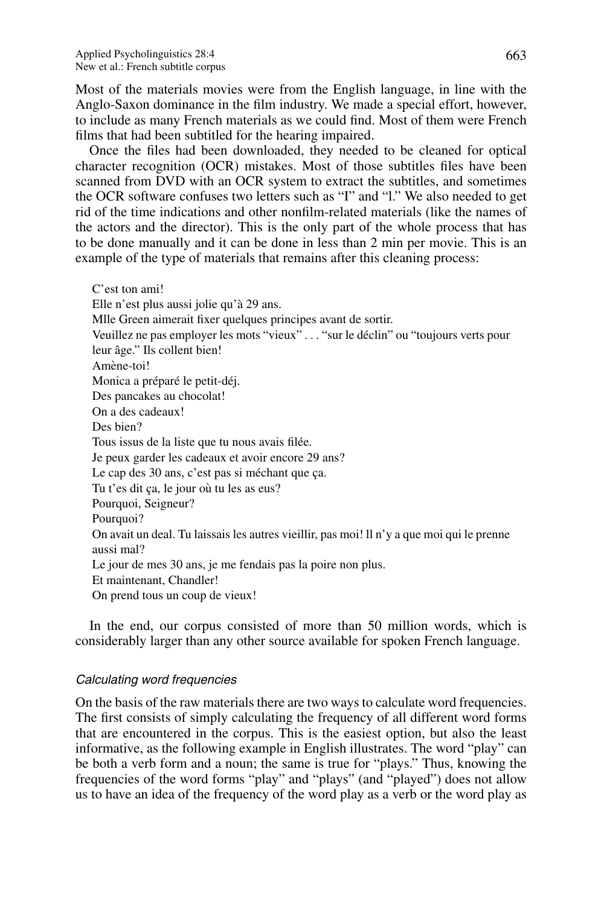Most of the materials movies were from the English language, in line with the Anglo-Saxon dominance in the film industry. We made a special effort, however, to include as many French materials as we could find. Most of them were French films that had been subtitled for the hearing impaired.

Once the files had been downloaded, they needed to be cleaned for optical character recognition (OCR) mistakes. Most of those subtitles files have been scanned from DVD with an OCR system to extract the subtitles, and sometimes the OCR software confuses two letters such as "I" and "l." We also needed to get rid of the time indications and other nonfilm-related materials (like the names of the actors and the director). This is the only part of the whole process that has to be done manually and it can be done in less than 2 min per movie. This is an example of the type of materials that remains after this cleaning process:

> C'est ton ami!
> Elle n'est plus aussi jolie qu'à 29 ans.
> Mlle Green aimerait fixer quelques principes avant de sortir.
> Veuillez ne pas employer les mots "vieux" . . . "sur le déclin" ou "toujours verts pour leur âge." Ils collent bien!
> Amène-toi!
> Monica a préparé le petit-déj.
> Des pancakes au chocolat!
> On a des cadeaux!
> Des bien?
> Tous issus de la liste que tu nous avais filée.
> Je peux garder les cadeaux et avoir encore 29 ans?
> Le cap des 30 ans, c'est pas si méchant que ça.
> Tu t'es dit ça, le jour où tu les as eus?
> Pourquoi, Seigneur?
> Pourquoi?
> On avait un deal. Tu laissais les autres vieillir, pas moi! ll n'y a que moi qui le prenne aussi mal?
> Le jour de mes 30 ans, je me fendais pas la poire non plus.
> Et maintenant, Chandler!
> On prend tous un coup de vieux!

In the end, our corpus consisted of more than 50 million words, which is considerably larger than any other source available for spoken French language.

### *Calculating word frequencies*

On the basis of the raw materials there are two ways to calculate word frequencies. The first consists of simply calculating the frequency of all different word forms that are encountered in the corpus. This is the easiest option, but also the least informative, as the following example in English illustrates. The word "play" can be both a verb form and a noun; the same is true for "plays." Thus, knowing the frequencies of the word forms "play" and "plays" (and "played") does not allow us to have an idea of the frequency of the word play as a verb or the word play as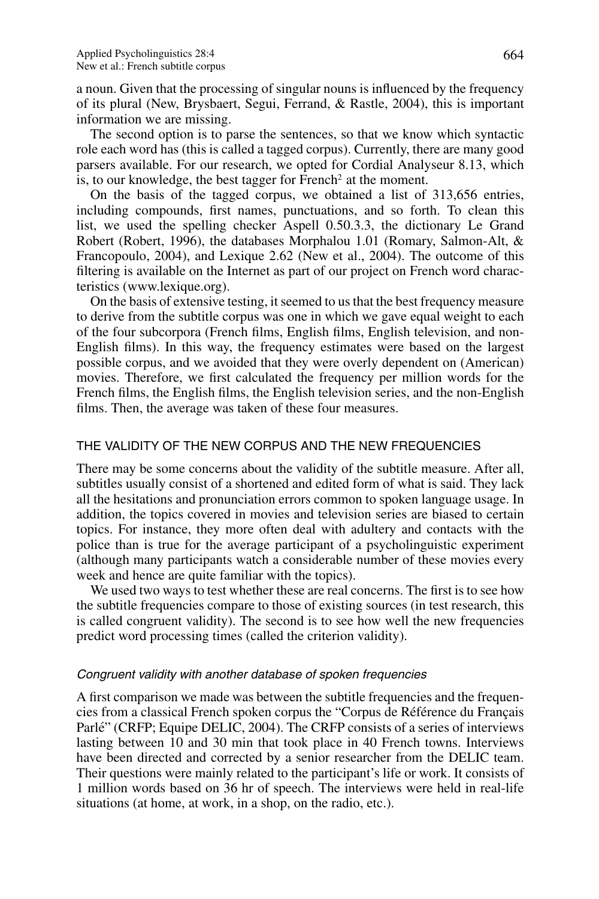a noun. Given that the processing of singular nouns is influenced by the frequency of its plural (New, Brysbaert, Segui, Ferrand, & Rastle, 2004), this is important information we are missing.

The second option is to parse the sentences, so that we know which syntactic role each word has (this is called a tagged corpus). Currently, there are many good parsers available. For our research, we opted for Cordial Analyseur 8.13, which is, to our knowledge, the best tagger for French[2] at the moment.

On the basis of the tagged corpus, we obtained a list of 313,656 entries, including compounds, first names, punctuations, and so forth. To clean this list, we used the spelling checker Aspell 0.50.3.3, the dictionary Le Grand Robert (Robert, 1996), the databases Morphalou 1.01 (Romary, Salmon-Alt, & Francopoulo, 2004), and Lexique 2.62 (New et al., 2004). The outcome of this filtering is available on the Internet as part of our project on French word characteristics (www.lexique.org).

On the basis of extensive testing, it seemed to us that the best frequency measure to derive from the subtitle corpus was one in which we gave equal weight to each of the four subcorpora (French films, English films, English television, and non-English films). In this way, the frequency estimates were based on the largest possible corpus, and we avoided that they were overly dependent on (American) movies. Therefore, we first calculated the frequency per million words for the French films, the English films, the English television series, and the non-English films. Then, the average was taken of these four measures.

## THE VALIDITY OF THE NEW CORPUS AND THE NEW FREQUENCIES

There may be some concerns about the validity of the subtitle measure. After all, subtitles usually consist of a shortened and edited form of what is said. They lack all the hesitations and pronunciation errors common to spoken language usage. In addition, the topics covered in movies and television series are biased to certain topics. For instance, they more often deal with adultery and contacts with the police than is true for the average participant of a psycholinguistic experiment (although many participants watch a considerable number of these movies every week and hence are quite familiar with the topics).

We used two ways to test whether these are real concerns. The first is to see how the subtitle frequencies compare to those of existing sources (in test research, this is called congruent validity). The second is to see how well the new frequencies predict word processing times (called the criterion validity).

### *Congruent validity with another database of spoken frequencies*

A first comparison we made was between the subtitle frequencies and the frequencies from a classical French spoken corpus the "Corpus de Référence du Français Parlé" (CRFP; Equipe DELIC, 2004). The CRFP consists of a series of interviews lasting between 10 and 30 min that took place in 40 French towns. Interviews have been directed and corrected by a senior researcher from the DELIC team. Their questions were mainly related to the participant's life or work. It consists of 1 million words based on 36 hr of speech. The interviews were held in real-life situations (at home, at work, in a shop, on the radio, etc.).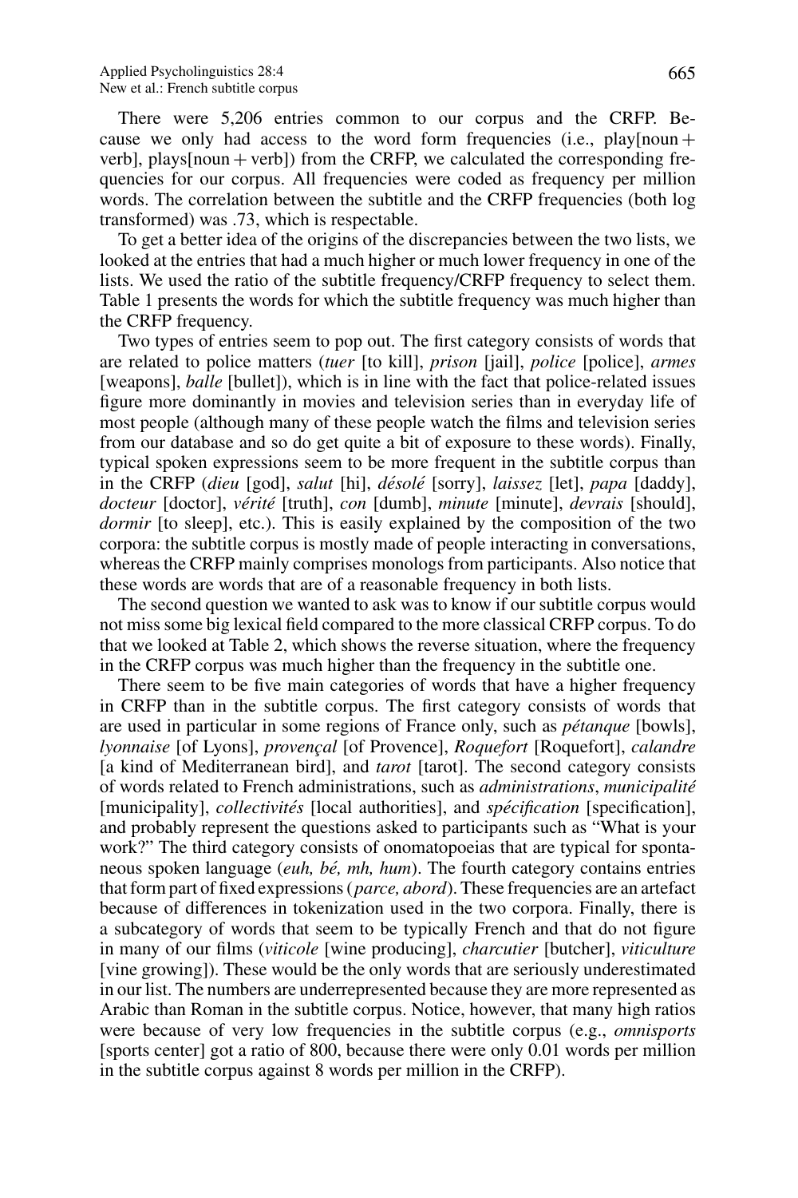There were 5,206 entries common to our corpus and the CRFP. Because we only had access to the word form frequencies (i.e., play[noun + verb], plays[noun + verb]) from the CRFP, we calculated the corresponding frequencies for our corpus. All frequencies were coded as frequency per million words. The correlation between the subtitle and the CRFP frequencies (both log transformed) was .73, which is respectable.

To get a better idea of the origins of the discrepancies between the two lists, we looked at the entries that had a much higher or much lower frequency in one of the lists. We used the ratio of the subtitle frequency/CRFP frequency to select them. Table 1 presents the words for which the subtitle frequency was much higher than the CRFP frequency.

Two types of entries seem to pop out. The first category consists of words that are related to police matters (*tuer* [to kill], *prison* [jail], *police* [police], *armes* [weapons], *balle* [bullet]), which is in line with the fact that police-related issues figure more dominantly in movies and television series than in everyday life of most people (although many of these people watch the films and television series from our database and so do get quite a bit of exposure to these words). Finally, typical spoken expressions seem to be more frequent in the subtitle corpus than in the CRFP (*dieu* [god], *salut* [hi], *désolé* [sorry], *laissez* [let], *papa* [daddy], *docteur* [doctor], *vérité* [truth], *con* [dumb], *minute* [minute], *devrais* [should], *dormir* [to sleep], etc.). This is easily explained by the composition of the two corpora: the subtitle corpus is mostly made of people interacting in conversations, whereas the CRFP mainly comprises monologs from participants. Also notice that these words are words that are of a reasonable frequency in both lists.

The second question we wanted to ask was to know if our subtitle corpus would not miss some big lexical field compared to the more classical CRFP corpus. To do that we looked at Table 2, which shows the reverse situation, where the frequency in the CRFP corpus was much higher than the frequency in the subtitle one.

There seem to be five main categories of words that have a higher frequency in CRFP than in the subtitle corpus. The first category consists of words that are used in particular in some regions of France only, such as *pétanque* [bowls], *lyonnaise* [of Lyons], *provençal* [of Provence], *Roquefort* [Roquefort], *calandre* [a kind of Mediterranean bird], and *tarot* [tarot]. The second category consists of words related to French administrations, such as *administrations*, *municipalité* [municipality], *collectivités* [local authorities], and *spécification* [specification], and probably represent the questions asked to participants such as "What is your work?" The third category consists of onomatopoeias that are typical for spontaneous spoken language (*euh, bé, mh, hum*). The fourth category contains entries that form part of fixed expressions (*parce, abord*). These frequencies are an artefact because of differences in tokenization used in the two corpora. Finally, there is a subcategory of words that seem to be typically French and that do not figure in many of our films (*viticole* [wine producing], *charcutier* [butcher], *viticulture* [vine growing]). These would be the only words that are seriously underestimated in our list. The numbers are underrepresented because they are more represented as Arabic than Roman in the subtitle corpus. Notice, however, that many high ratios were because of very low frequencies in the subtitle corpus (e.g., *omnisports* [sports center] got a ratio of 800, because there were only 0.01 words per million in the subtitle corpus against 8 words per million in the CRFP).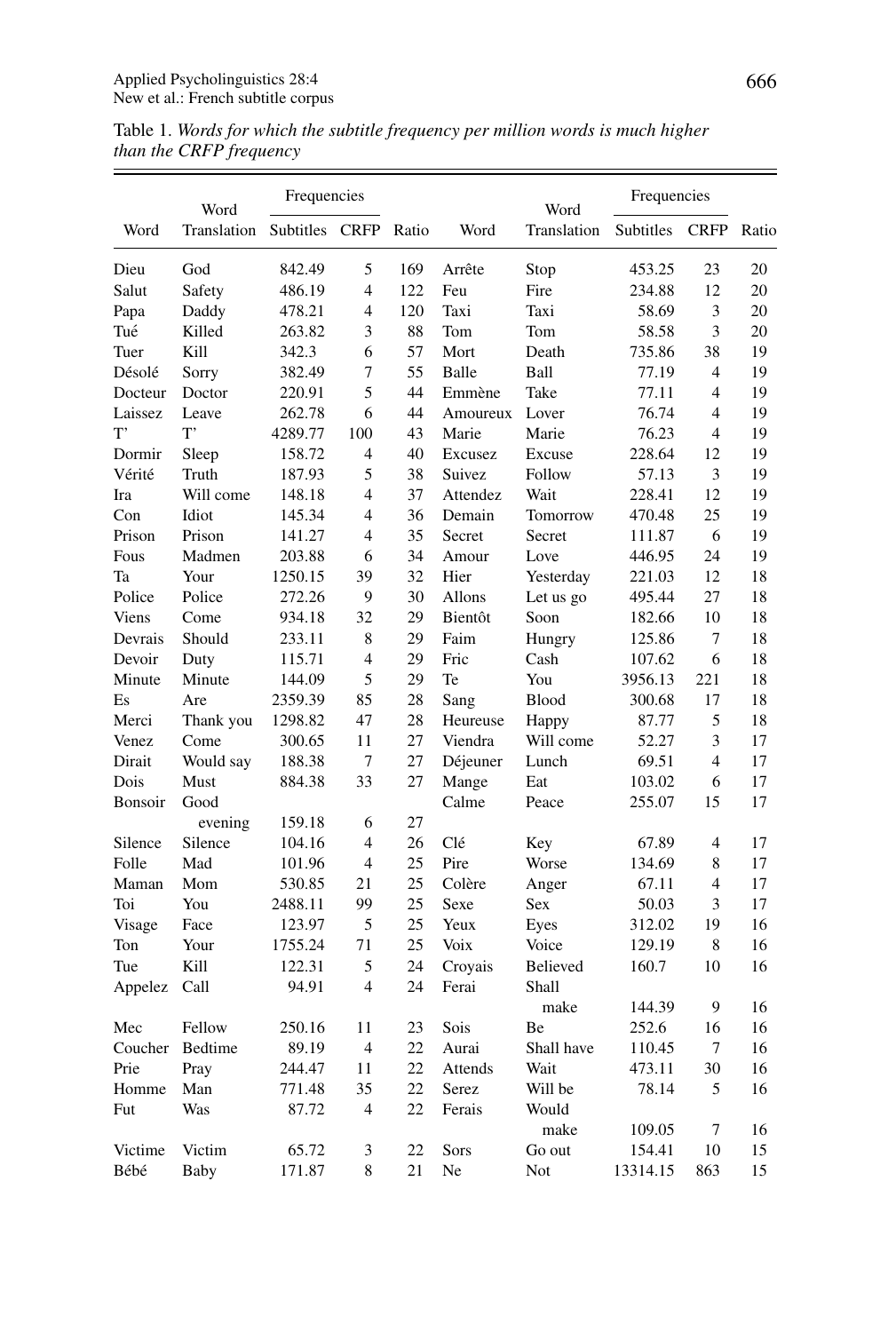Table 1. *Words for which the subtitle frequency per million words is much higher than the CRFP frequency*

| Word | Word Translation | Frequencies | | Ratio | Word | Word Translation | Frequencies | | Ratio |
|---|---|---|---|---|---|---|---|---|---|
| | | Subtitles | CRFP | | | | Subtitles | CRFP | |
| Dieu | God | 842.49 | 5 | 169 | Arrête | Stop | 453.25 | 23 | 20 |
| Salut | Safety | 486.19 | 4 | 122 | Feu | Fire | 234.88 | 12 | 20 |
| Papa | Daddy | 478.21 | 4 | 120 | Taxi | Taxi | 58.69 | 3 | 20 |
| Tué | Killed | 263.82 | 3 | 88 | Tom | Tom | 58.58 | 3 | 20 |
| Tuer | Kill | 342.3 | 6 | 57 | Mort | Death | 735.86 | 38 | 19 |
| Désolé | Sorry | 382.49 | 7 | 55 | Balle | Ball | 77.19 | 4 | 19 |
| Docteur | Doctor | 220.91 | 5 | 44 | Emmène | Take | 77.11 | 4 | 19 |
| Laissez | Leave | 262.78 | 6 | 44 | Amoureux | Lover | 76.74 | 4 | 19 |
| T' | T' | 4289.77 | 100 | 43 | Marie | Marie | 76.23 | 4 | 19 |
| Dormir | Sleep | 158.72 | 4 | 40 | Excusez | Excuse | 228.64 | 12 | 19 |
| Vérité | Truth | 187.93 | 5 | 38 | Suivez | Follow | 57.13 | 3 | 19 |
| Ira | Will come | 148.18 | 4 | 37 | Attendez | Wait | 228.41 | 12 | 19 |
| Con | Idiot | 145.34 | 4 | 36 | Demain | Tomorrow | 470.48 | 25 | 19 |
| Prison | Prison | 141.27 | 4 | 35 | Secret | Secret | 111.87 | 6 | 19 |
| Fous | Madmen | 203.88 | 6 | 34 | Amour | Love | 446.95 | 24 | 19 |
| Ta | Your | 1250.15 | 39 | 32 | Hier | Yesterday | 221.03 | 12 | 18 |
| Police | Police | 272.26 | 9 | 30 | Allons | Let us go | 495.44 | 27 | 18 |
| Viens | Come | 934.18 | 32 | 29 | Bientôt | Soon | 182.66 | 10 | 18 |
| Devrais | Should | 233.11 | 8 | 29 | Faim | Hungry | 125.86 | 7 | 18 |
| Devoir | Duty | 115.71 | 4 | 29 | Fric | Cash | 107.62 | 6 | 18 |
| Minute | Minute | 144.09 | 5 | 29 | Te | You | 3956.13 | 221 | 18 |
| Es | Are | 2359.39 | 85 | 28 | Sang | Blood | 300.68 | 17 | 18 |
| Merci | Thank you | 1298.82 | 47 | 28 | Heureuse | Happy | 87.77 | 5 | 18 |
| Venez | Come | 300.65 | 11 | 27 | Viendra | Will come | 52.27 | 3 | 17 |
| Dirait | Would say | 188.38 | 7 | 27 | Déjeuner | Lunch | 69.51 | 4 | 17 |
| Dois | Must | 884.38 | 33 | 27 | Mange | Eat | 103.02 | 6 | 17 |
| Bonsoir | Good evening | 159.18 | 6 | 27 | Calme | Peace | 255.07 | 15 | 17 |
| Silence | Silence | 104.16 | 4 | 26 | Clé | Key | 67.89 | 4 | 17 |
| Folle | Mad | 101.96 | 4 | 25 | Pire | Worse | 134.69 | 8 | 17 |
| Maman | Mom | 530.85 | 21 | 25 | Colère | Anger | 67.11 | 4 | 17 |
| Toi | You | 2488.11 | 99 | 25 | Sexe | Sex | 50.03 | 3 | 17 |
| Visage | Face | 123.97 | 5 | 25 | Yeux | Eyes | 312.02 | 19 | 16 |
| Ton | Your | 1755.24 | 71 | 25 | Voix | Voice | 129.19 | 8 | 16 |
| Tue | Kill | 122.31 | 5 | 24 | Croyais | Believed | 160.7 | 10 | 16 |
| Appelez | Call | 94.91 | 4 | 24 | Ferai | Shall make | 144.39 | 9 | 16 |
| Mec | Fellow | 250.16 | 11 | 23 | Sois | Be | 252.6 | 16 | 16 |
| Coucher | Bedtime | 89.19 | 4 | 22 | Aurai | Shall have | 110.45 | 7 | 16 |
| Prie | Pray | 244.47 | 11 | 22 | Attends | Wait | 473.11 | 30 | 16 |
| Homme | Man | 771.48 | 35 | 22 | Serez | Will be | 78.14 | 5 | 16 |
| Fut | Was | 87.72 | 4 | 22 | Ferais | Would make | 109.05 | 7 | 16 |
| Victime | Victim | 65.72 | 3 | 22 | Sors | Go out | 154.41 | 10 | 15 |
| Bébé | Baby | 171.87 | 8 | 21 | Ne | Not | 13314.15 | 863 | 15 |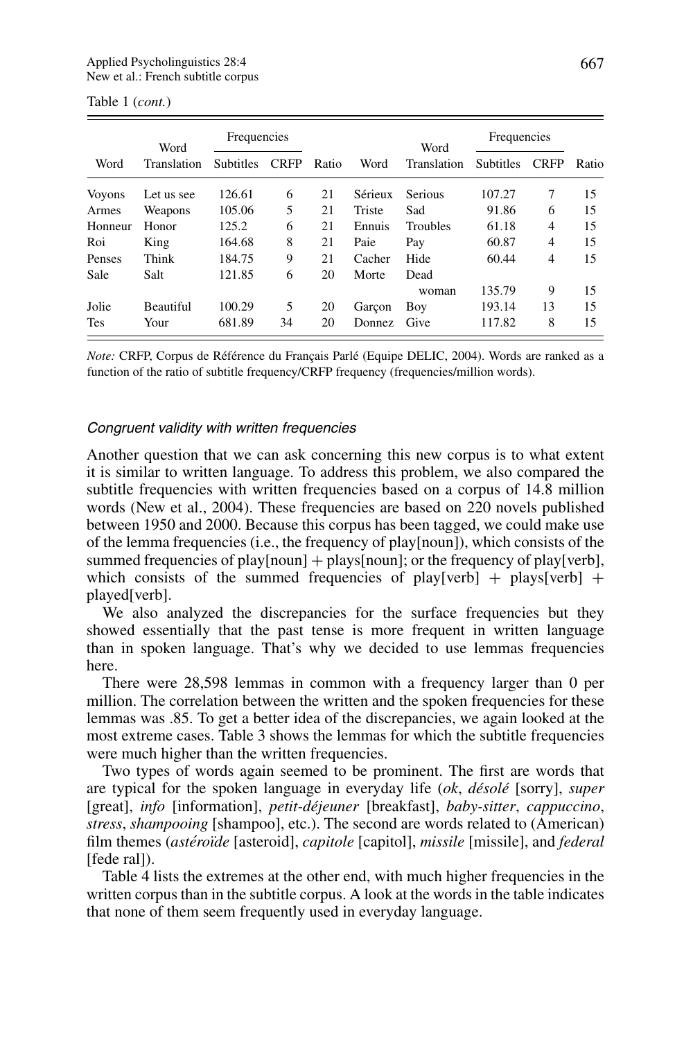Table 1 (*cont.*)

| Word | Word Translation | Frequencies | | Ratio | Word | Word Translation | Frequencies | | Ratio |
|---|---|---|---|---|---|---|---|---|---|
| | | Subtitles | CRFP | | | | Subtitles | CRFP | |
| Voyons | Let us see | 126.61 | 6 | 21 | Sérieux | Serious | 107.27 | 7 | 15 |
| Armes | Weapons | 105.06 | 5 | 21 | Triste | Sad | 91.86 | 6 | 15 |
| Honneur | Honor | 125.2 | 6 | 21 | Ennuis | Troubles | 61.18 | 4 | 15 |
| Roi | King | 164.68 | 8 | 21 | Paie | Pay | 60.87 | 4 | 15 |
| Penses | Think | 184.75 | 9 | 21 | Cacher | Hide | 60.44 | 4 | 15 |
| Sale | Salt | 121.85 | 6 | 20 | Morte | Dead woman | 135.79 | 9 | 15 |
| Jolie | Beautiful | 100.29 | 5 | 20 | Garçon | Boy | 193.14 | 13 | 15 |
| Tes | Your | 681.89 | 34 | 20 | Donnez | Give | 117.82 | 8 | 15 |

*Note:* CRFP, Corpus de Référence du Français Parlé (Equipe DELIC, 2004). Words are ranked as a function of the ratio of subtitle frequency/CRFP frequency (frequencies/million words).

### *Congruent validity with written frequencies*

Another question that we can ask concerning this new corpus is to what extent it is similar to written language. To address this problem, we also compared the subtitle frequencies with written frequencies based on a corpus of 14.8 million words (New et al., 2004). These frequencies are based on 220 novels published between 1950 and 2000. Because this corpus has been tagged, we could make use of the lemma frequencies (i.e., the frequency of play[noun]), which consists of the summed frequencies of play[noun] + plays[noun]; or the frequency of play[verb], which consists of the summed frequencies of play[verb] + plays[verb] + played[verb].

We also analyzed the discrepancies for the surface frequencies but they showed essentially that the past tense is more frequent in written language than in spoken language. That's why we decided to use lemmas frequencies here.

There were 28,598 lemmas in common with a frequency larger than 0 per million. The correlation between the written and the spoken frequencies for these lemmas was .85. To get a better idea of the discrepancies, we again looked at the most extreme cases. Table 3 shows the lemmas for which the subtitle frequencies were much higher than the written frequencies.

Two types of words again seemed to be prominent. The first are words that are typical for the spoken language in everyday life (*ok*, *désolé* [sorry], *super* [great], *info* [information], *petit-déjeuner* [breakfast], *baby-sitter*, *cappuccino*, *stress*, *shampooing* [shampoo], etc.). The second are words related to (American) film themes (*astéroïde* [asteroid], *capitole* [capitol], *missile* [missile], and *federal* [fede ral]).

Table 4 lists the extremes at the other end, with much higher frequencies in the written corpus than in the subtitle corpus. A look at the words in the table indicates that none of them seem frequently used in everyday language.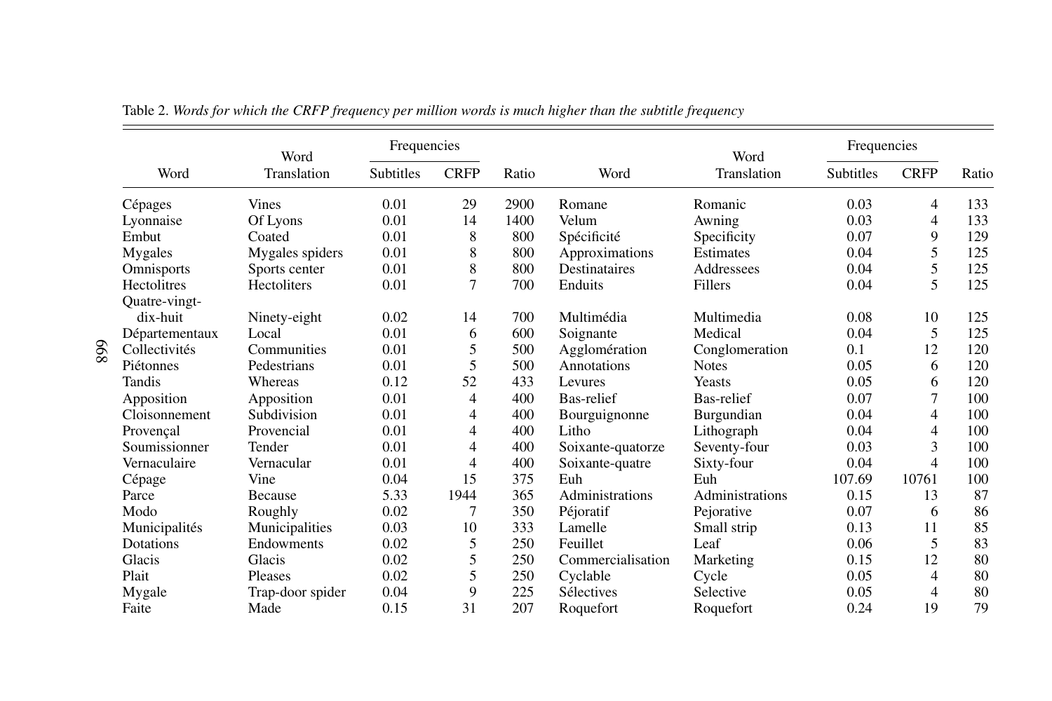Table 2. *Words for which the CRFP frequency per million words is much higher than the subtitle frequency*

| Word | Word Translation | Frequencies | | Ratio | Word | Word Translation | Frequencies | | Ratio |
|---|---|---|---|---|---|---|---|---|---|
| | | Subtitles | CRFP | | | | Subtitles | CRFP | |
| Cépages | Vines | 0.01 | 29 | 2900 | Romane | Romanic | 0.03 | 4 | 133 |
| Lyonnaise | Of Lyons | 0.01 | 14 | 1400 | Velum | Awning | 0.03 | 4 | 133 |
| Embut | Coated | 0.01 | 8 | 800 | Spécificité | Specificity | 0.07 | 9 | 129 |
| Mygales | Mygales spiders | 0.01 | 8 | 800 | Approximations | Estimates | 0.04 | 5 | 125 |
| Omnisports | Sports center | 0.01 | 8 | 800 | Destinataires | Addressees | 0.04 | 5 | 125 |
| Hectolitres | Hectoliters | 0.01 | 7 | 700 | Enduits | Fillers | 0.04 | 5 | 125 |
| Quatre-vingt-dix-huit | Ninety-eight | 0.02 | 14 | 700 | Multimédia | Multimedia | 0.08 | 10 | 125 |
| Départementaux | Local | 0.01 | 6 | 600 | Soignante | Medical | 0.04 | 5 | 125 |
| Collectivités | Communities | 0.01 | 5 | 500 | Agglomération | Conglomeration | 0.1 | 12 | 120 |
| Piétonnes | Pedestrians | 0.01 | 5 | 500 | Annotations | Notes | 0.05 | 6 | 120 |
| Tandis | Whereas | 0.12 | 52 | 433 | Levures | Yeasts | 0.05 | 6 | 120 |
| Apposition | Apposition | 0.01 | 4 | 400 | Bas-relief | Bas-relief | 0.07 | 7 | 100 |
| Cloisonnement | Subdivision | 0.01 | 4 | 400 | Bourguignonne | Burgundian | 0.04 | 4 | 100 |
| Provençal | Provencial | 0.01 | 4 | 400 | Litho | Lithograph | 0.04 | 4 | 100 |
| Soumissionner | Tender | 0.01 | 4 | 400 | Soixante-quatorze | Seventy-four | 0.03 | 3 | 100 |
| Vernaculaire | Vernacular | 0.01 | 4 | 400 | Soixante-quatre | Sixty-four | 0.04 | 4 | 100 |
| Cépage | Vine | 0.04 | 15 | 375 | Euh | Euh | 107.69 | 10761 | 100 |
| Parce | Because | 5.33 | 1944 | 365 | Administrations | Administrations | 0.15 | 13 | 87 |
| Modo | Roughly | 0.02 | 7 | 350 | Péjoratif | Pejorative | 0.07 | 6 | 86 |
| Municipalités | Municipalities | 0.03 | 10 | 333 | Lamelle | Small strip | 0.13 | 11 | 85 |
| Dotations | Endowments | 0.02 | 5 | 250 | Feuillet | Leaf | 0.06 | 5 | 83 |
| Glacis | Glacis | 0.02 | 5 | 250 | Commercialisation | Marketing | 0.15 | 12 | 80 |
| Plait | Pleases | 0.02 | 5 | 250 | Cyclable | Cycle | 0.05 | 4 | 80 |
| Mygale | Trap-door spider | 0.04 | 9 | 225 | Sélectives | Selective | 0.05 | 4 | 80 |
| Faite | Made | 0.15 | 31 | 207 | Roquefort | Roquefort | 0.24 | 19 | 79 |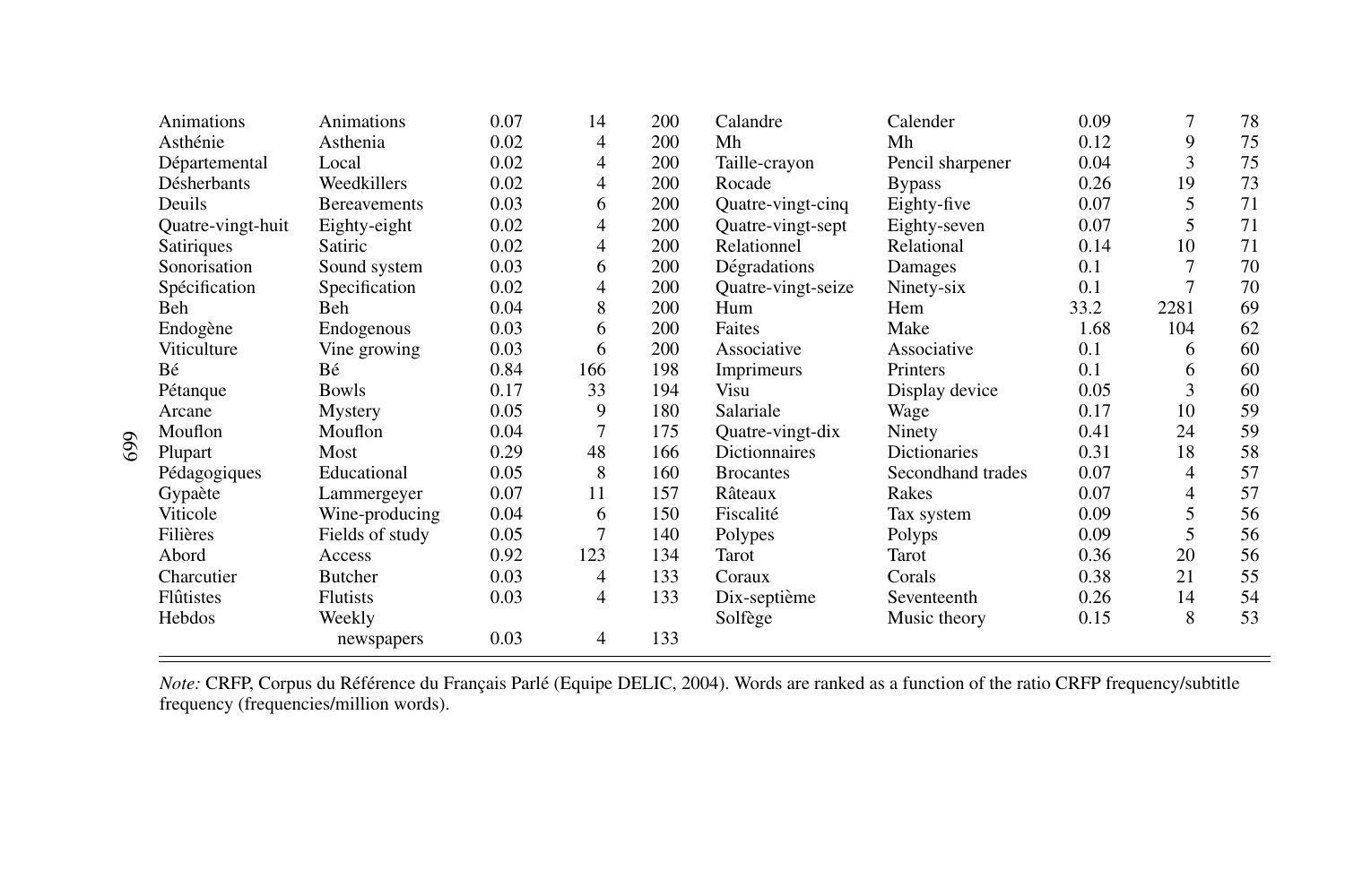| | | | | | | | | | |
|---|---|---|---|---|---|---|---|---|---|
| Animations | Animations | 0.07 | 14 | 200 | Calandre | Calender | 0.09 | 7 | 78 |
| Asthénie | Asthenia | 0.02 | 4 | 200 | Mh | Mh | 0.12 | 9 | 75 |
| Départemental | Local | 0.02 | 4 | 200 | Taille-crayon | Pencil sharpener | 0.04 | 3 | 75 |
| Désherbants | Weedkillers | 0.02 | 4 | 200 | Rocade | Bypass | 0.26 | 19 | 73 |
| Deuils | Bereavements | 0.03 | 6 | 200 | Quatre-vingt-cinq | Eighty-five | 0.07 | 5 | 71 |
| Quatre-vingt-huit | Eighty-eight | 0.02 | 4 | 200 | Quatre-vingt-sept | Eighty-seven | 0.07 | 5 | 71 |
| Satiriques | Satiric | 0.02 | 4 | 200 | Relationnel | Relational | 0.14 | 10 | 71 |
| Sonorisation | Sound system | 0.03 | 6 | 200 | Dégradations | Damages | 0.1 | 7 | 70 |
| Spécification | Specification | 0.02 | 4 | 200 | Quatre-vingt-seize | Ninety-six | 0.1 | 7 | 70 |
| Beh | Beh | 0.04 | 8 | 200 | Hum | Hem | 33.2 | 2281 | 69 |
| Endogène | Endogenous | 0.03 | 6 | 200 | Faites | Make | 1.68 | 104 | 62 |
| Viticulture | Vine growing | 0.03 | 6 | 200 | Associative | Associative | 0.1 | 6 | 60 |
| Bé | Bé | 0.84 | 166 | 198 | Imprimeurs | Printers | 0.1 | 6 | 60 |
| Pétanque | Bowls | 0.17 | 33 | 194 | Visu | Display device | 0.05 | 3 | 60 |
| Arcane | Mystery | 0.05 | 9 | 180 | Salariale | Wage | 0.17 | 10 | 59 |
| Mouflon | Mouflon | 0.04 | 7 | 175 | Quatre-vingt-dix | Ninety | 0.41 | 24 | 59 |
| Plupart | Most | 0.29 | 48 | 166 | Dictionnaires | Dictionaries | 0.31 | 18 | 58 |
| Pédagogiques | Educational | 0.05 | 8 | 160 | Brocantes | Secondhand trades | 0.07 | 4 | 57 |
| Gypaète | Lammergeyer | 0.07 | 11 | 157 | Râteaux | Rakes | 0.07 | 4 | 57 |
| Viticole | Wine-producing | 0.04 | 6 | 150 | Fiscalité | Tax system | 0.09 | 5 | 56 |
| Filières | Fields of study | 0.05 | 7 | 140 | Polypes | Polyps | 0.09 | 5 | 56 |
| Abord | Access | 0.92 | 123 | 134 | Tarot | Tarot | 0.36 | 20 | 56 |
| Charcutier | Butcher | 0.03 | 4 | 133 | Coraux | Corals | 0.38 | 21 | 55 |
| Flûtistes | Flutists | 0.03 | 4 | 133 | Dix-septième | Seventeenth | 0.26 | 14 | 54 |
| Hebdos | Weekly newspapers | 0.03 | 4 | 133 | Solfège | Music theory | 0.15 | 8 | 53 |

*Note:* CRFP, Corpus du Référence du Français Parlé (Equipe DELIC, 2004). Words are ranked as a function of the ratio CRFP frequency/subtitle frequency (frequencies/million words).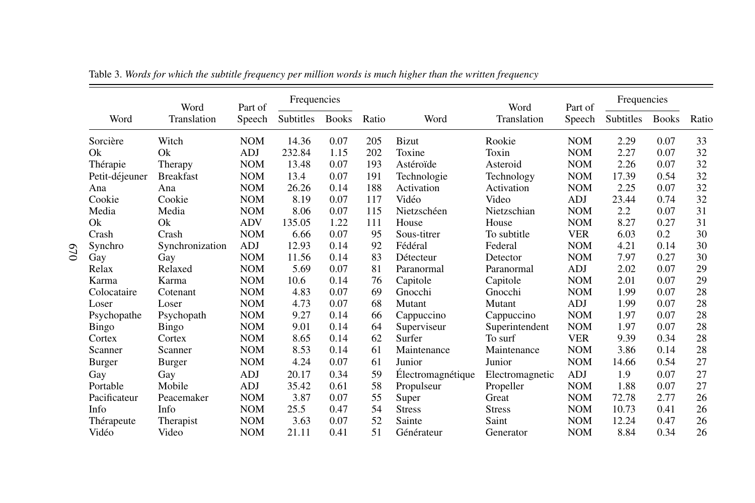Table 3. *Words for which the subtitle frequency per million words is much higher than the written frequency*

| Word | Word Translation | Part of Speech | Frequencies Subtitles | Books | Ratio | Word | Word Translation | Part of Speech | Frequencies Subtitles | Books | Ratio |
|---|---|---|---|---|---|---|---|---|---|---|---|
| Sorcière | Witch | NOM | 14.36 | 0.07 | 205 | Bizut | Rookie | NOM | 2.29 | 0.07 | 33 |
| Ok | Ok | ADJ | 232.84 | 1.15 | 202 | Toxine | Toxin | NOM | 2.27 | 0.07 | 32 |
| Thérapie | Therapy | NOM | 13.48 | 0.07 | 193 | Astéroïde | Asteroid | NOM | 2.26 | 0.07 | 32 |
| Petit-déjeuner | Breakfast | NOM | 13.4 | 0.07 | 191 | Technologie | Technology | NOM | 17.39 | 0.54 | 32 |
| Ana | Ana | NOM | 26.26 | 0.14 | 188 | Activation | Activation | NOM | 2.25 | 0.07 | 32 |
| Cookie | Cookie | NOM | 8.19 | 0.07 | 117 | Vidéo | Video | ADJ | 23.44 | 0.74 | 32 |
| Media | Media | NOM | 8.06 | 0.07 | 115 | Nietzschéen | Nietzschian | NOM | 2.2 | 0.07 | 31 |
| Ok | Ok | ADV | 135.05 | 1.22 | 111 | House | House | NOM | 8.27 | 0.27 | 31 |
| Crash | Crash | NOM | 6.66 | 0.07 | 95 | Sous-titrer | To subtitle | VER | 6.03 | 0.2 | 30 |
| Synchro | Synchronization | ADJ | 12.93 | 0.14 | 92 | Fédéral | Federal | NOM | 4.21 | 0.14 | 30 |
| Gay | Gay | NOM | 11.56 | 0.14 | 83 | Détecteur | Detector | NOM | 7.97 | 0.27 | 30 |
| Relax | Relaxed | NOM | 5.69 | 0.07 | 81 | Paranormal | Paranormal | ADJ | 2.02 | 0.07 | 29 |
| Karma | Karma | NOM | 10.6 | 0.14 | 76 | Capitole | Capitole | NOM | 2.01 | 0.07 | 29 |
| Colocataire | Cotenant | NOM | 4.83 | 0.07 | 69 | Gnocchi | Gnocchi | NOM | 1.99 | 0.07 | 28 |
| Loser | Loser | NOM | 4.73 | 0.07 | 68 | Mutant | Mutant | ADJ | 1.99 | 0.07 | 28 |
| Psychopathe | Psychopath | NOM | 9.27 | 0.14 | 66 | Cappuccino | Cappuccino | NOM | 1.97 | 0.07 | 28 |
| Bingo | Bingo | NOM | 9.01 | 0.14 | 64 | Superviseur | Superintendent | NOM | 1.97 | 0.07 | 28 |
| Cortex | Cortex | NOM | 8.65 | 0.14 | 62 | Surfer | To surf | VER | 9.39 | 0.34 | 28 |
| Scanner | Scanner | NOM | 8.53 | 0.14 | 61 | Maintenance | Maintenance | NOM | 3.86 | 0.14 | 28 |
| Burger | Burger | NOM | 4.24 | 0.07 | 61 | Junior | Junior | NOM | 14.66 | 0.54 | 27 |
| Gay | Gay | ADJ | 20.17 | 0.34 | 59 | Électromagnétique | Electromagnetic | ADJ | 1.9 | 0.07 | 27 |
| Portable | Mobile | ADJ | 35.42 | 0.61 | 58 | Propulseur | Propeller | NOM | 1.88 | 0.07 | 27 |
| Pacificateur | Peacemaker | NOM | 3.87 | 0.07 | 55 | Super | Great | NOM | 72.78 | 2.77 | 26 |
| Info | Info | NOM | 25.5 | 0.47 | 54 | Stress | Stress | NOM | 10.73 | 0.41 | 26 |
| Thérapeute | Therapist | NOM | 3.63 | 0.07 | 52 | Sainte | Saint | NOM | 12.24 | 0.47 | 26 |
| Vidéo | Video | NOM | 21.11 | 0.41 | 51 | Générateur | Generator | NOM | 8.84 | 0.34 | 26 |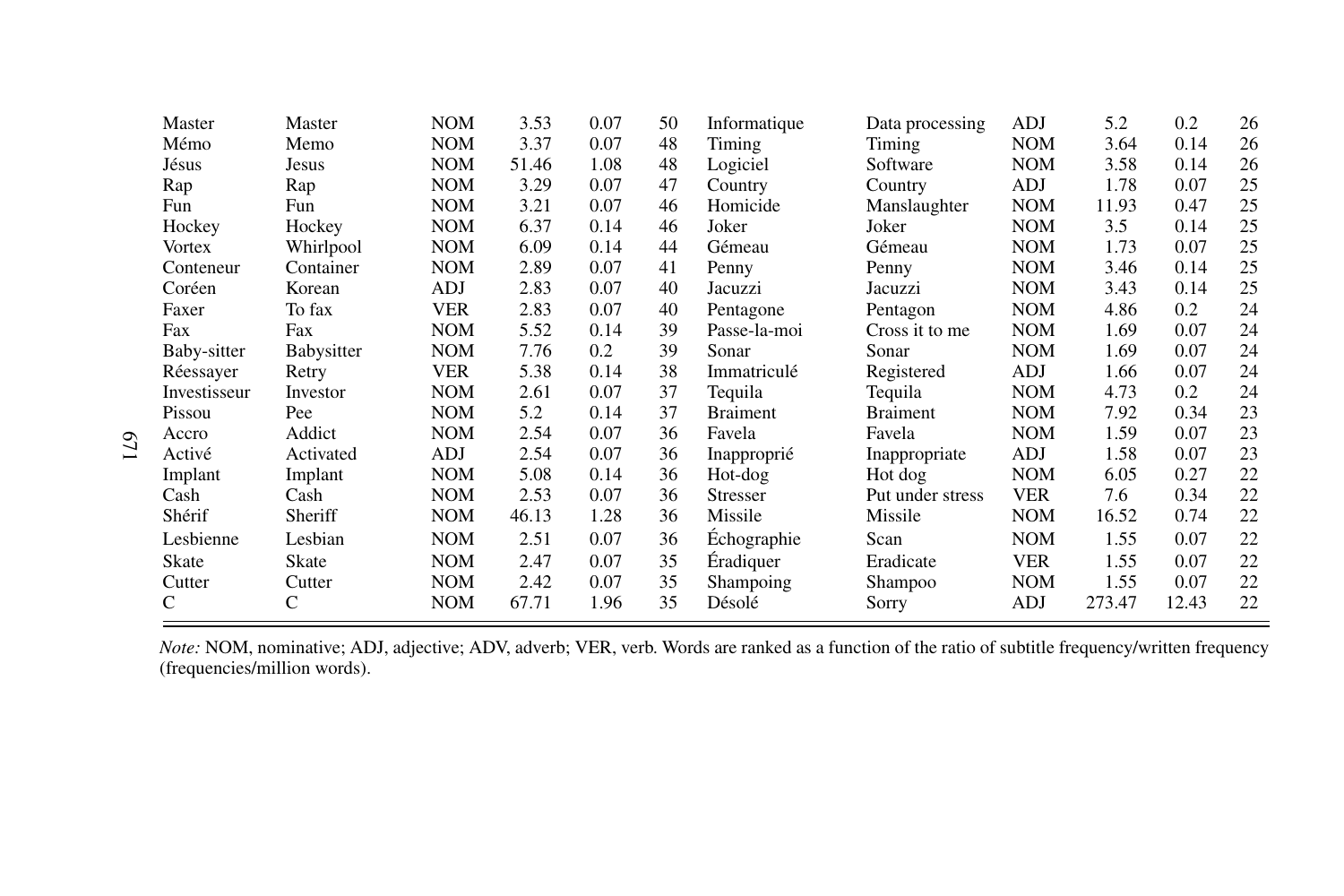| | | | | | | | | | | | |
|---|---|---|---|---|---|---|---|---|---|---|---|
| Master | Master | NOM | 3.53 | 0.07 | 50 | Informatique | Data processing | ADJ | 5.2 | 0.2 | 26 |
| Mémo | Memo | NOM | 3.37 | 0.07 | 48 | Timing | Timing | NOM | 3.64 | 0.14 | 26 |
| Jésus | Jesus | NOM | 51.46 | 1.08 | 48 | Logiciel | Software | NOM | 3.58 | 0.14 | 26 |
| Rap | Rap | NOM | 3.29 | 0.07 | 47 | Country | Country | ADJ | 1.78 | 0.07 | 25 |
| Fun | Fun | NOM | 3.21 | 0.07 | 46 | Homicide | Manslaughter | NOM | 11.93 | 0.47 | 25 |
| Hockey | Hockey | NOM | 6.37 | 0.14 | 46 | Joker | Joker | NOM | 3.5 | 0.14 | 25 |
| Vortex | Whirlpool | NOM | 6.09 | 0.14 | 44 | Gémeau | Gémeau | NOM | 1.73 | 0.07 | 25 |
| Conteneur | Container | NOM | 2.89 | 0.07 | 41 | Penny | Penny | NOM | 3.46 | 0.14 | 25 |
| Coréen | Korean | ADJ | 2.83 | 0.07 | 40 | Jacuzzi | Jacuzzi | NOM | 3.43 | 0.14 | 25 |
| Faxer | To fax | VER | 2.83 | 0.07 | 40 | Pentagone | Pentagon | NOM | 4.86 | 0.2 | 24 |
| Fax | Fax | NOM | 5.52 | 0.14 | 39 | Passe-la-moi | Cross it to me | NOM | 1.69 | 0.07 | 24 |
| Baby-sitter | Babysitter | NOM | 7.76 | 0.2 | 39 | Sonar | Sonar | NOM | 1.69 | 0.07 | 24 |
| Réessayer | Retry | VER | 5.38 | 0.14 | 38 | Immatriculé | Registered | ADJ | 1.66 | 0.07 | 24 |
| Investisseur | Investor | NOM | 2.61 | 0.07 | 37 | Tequila | Tequila | NOM | 4.73 | 0.2 | 24 |
| Pissou | Pee | NOM | 5.2 | 0.14 | 37 | Braiment | Braiment | NOM | 7.92 | 0.34 | 23 |
| Accro | Addict | NOM | 2.54 | 0.07 | 36 | Favela | Favela | NOM | 1.59 | 0.07 | 23 |
| Activé | Activated | ADJ | 2.54 | 0.07 | 36 | Inapproprié | Inappropriate | ADJ | 1.58 | 0.07 | 23 |
| Implant | Implant | NOM | 5.08 | 0.14 | 36 | Hot-dog | Hot dog | NOM | 6.05 | 0.27 | 22 |
| Cash | Cash | NOM | 2.53 | 0.07 | 36 | Stresser | Put under stress | VER | 7.6 | 0.34 | 22 |
| Shérif | Sheriff | NOM | 46.13 | 1.28 | 36 | Missile | Missile | NOM | 16.52 | 0.74 | 22 |
| Lesbienne | Lesbian | NOM | 2.51 | 0.07 | 36 | Échographie | Scan | NOM | 1.55 | 0.07 | 22 |
| Skate | Skate | NOM | 2.47 | 0.07 | 35 | Éradiquer | Eradicate | VER | 1.55 | 0.07 | 22 |
| Cutter | Cutter | NOM | 2.42 | 0.07 | 35 | Shampoing | Shampoo | NOM | 1.55 | 0.07 | 22 |
| C | C | NOM | 67.71 | 1.96 | 35 | Désolé | Sorry | ADJ | 273.47 | 12.43 | 22 |

*Note:* NOM, nominative; ADJ, adjective; ADV, adverb; VER, verb. Words are ranked as a function of the ratio of subtitle frequency/written frequency (frequencies/million words).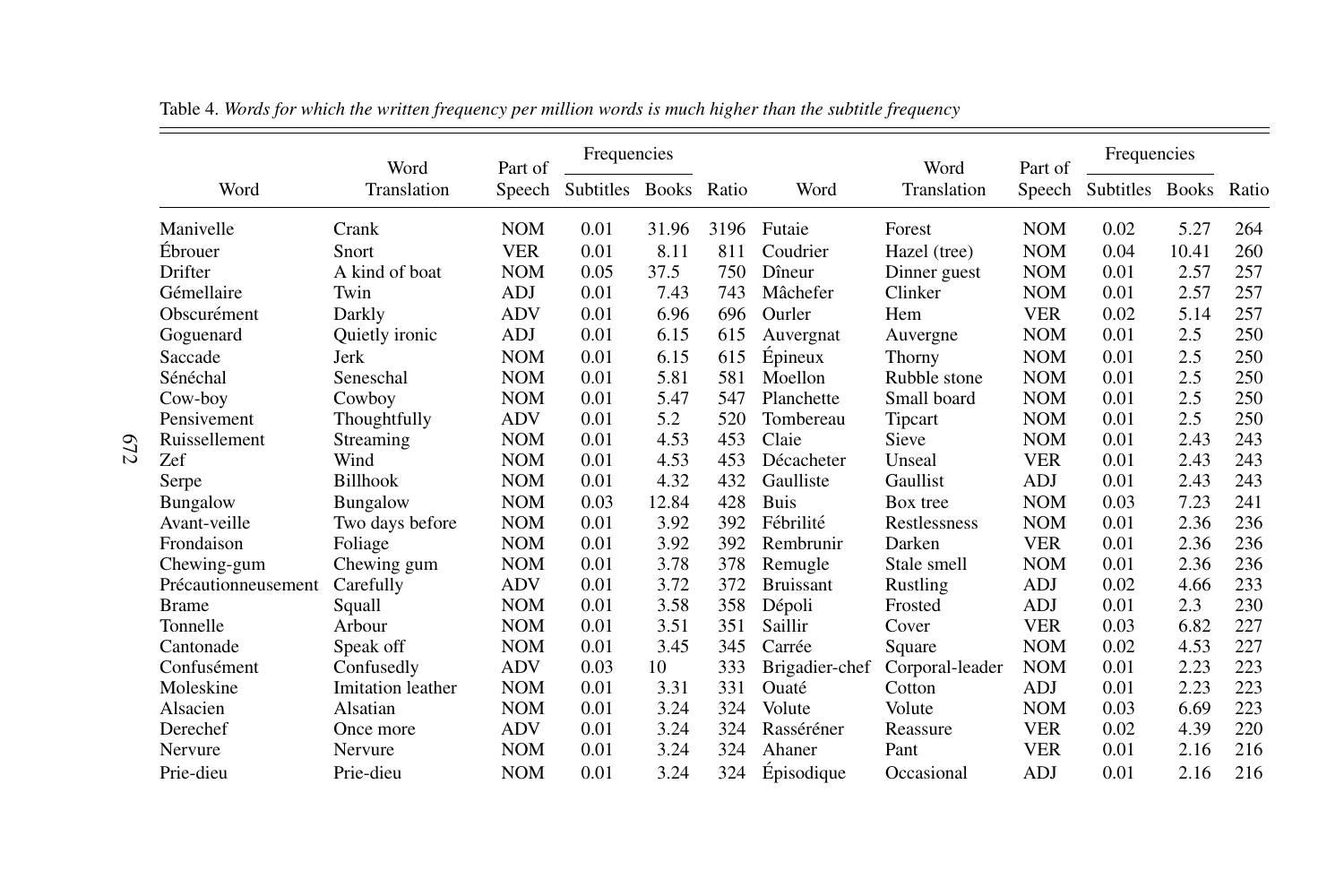Table 4. *Words for which the written frequency per million words is much higher than the subtitle frequency*

| Word | Word Translation | Part of Speech | Frequencies | | Ratio | Word | Word Translation | Part of Speech | Frequencies | | Ratio |
|---|---|---|---|---|---|---|---|---|---|---|---|
| | | | Subtitles | Books | | | | | Subtitles | Books | |
| Manivelle | Crank | NOM | 0.01 | 31.96 | 3196 | Futaie | Forest | NOM | 0.02 | 5.27 | 264 |
| Ébrouer | Snort | VER | 0.01 | 8.11 | 811 | Coudrier | Hazel (tree) | NOM | 0.04 | 10.41 | 260 |
| Drifter | A kind of boat | NOM | 0.05 | 37.5 | 750 | Dîneur | Dinner guest | NOM | 0.01 | 2.57 | 257 |
| Gémellaire | Twin | ADJ | 0.01 | 7.43 | 743 | Mâchefer | Clinker | NOM | 0.01 | 2.57 | 257 |
| Obscurément | Darkly | ADV | 0.01 | 6.96 | 696 | Ourler | Hem | VER | 0.02 | 5.14 | 257 |
| Goguenard | Quietly ironic | ADJ | 0.01 | 6.15 | 615 | Auvergnat | Auvergne | NOM | 0.01 | 2.5 | 250 |
| Saccade | Jerk | NOM | 0.01 | 6.15 | 615 | Épineux | Thorny | NOM | 0.01 | 2.5 | 250 |
| Sénéchal | Seneschal | NOM | 0.01 | 5.81 | 581 | Moellon | Rubble stone | NOM | 0.01 | 2.5 | 250 |
| Cow-boy | Cowboy | NOM | 0.01 | 5.47 | 547 | Planchette | Small board | NOM | 0.01 | 2.5 | 250 |
| Pensivement | Thoughtfully | ADV | 0.01 | 5.2 | 520 | Tombereau | Tipcart | NOM | 0.01 | 2.5 | 250 |
| Ruissellement | Streaming | NOM | 0.01 | 4.53 | 453 | Claie | Sieve | NOM | 0.01 | 2.43 | 243 |
| Zef | Wind | NOM | 0.01 | 4.53 | 453 | Décacheter | Unseal | VER | 0.01 | 2.43 | 243 |
| Serpe | Billhook | NOM | 0.01 | 4.32 | 432 | Gaulliste | Gaullist | ADJ | 0.01 | 2.43 | 243 |
| Bungalow | Bungalow | NOM | 0.03 | 12.84 | 428 | Buis | Box tree | NOM | 0.03 | 7.23 | 241 |
| Avant-veille | Two days before | NOM | 0.01 | 3.92 | 392 | Fébrilité | Restlessness | NOM | 0.01 | 2.36 | 236 |
| Frondaison | Foliage | NOM | 0.01 | 3.92 | 392 | Rembrunir | Darken | VER | 0.01 | 2.36 | 236 |
| Chewing-gum | Chewing gum | NOM | 0.01 | 3.78 | 378 | Remugle | Stale smell | NOM | 0.01 | 2.36 | 236 |
| Précautionneusement | Carefully | ADV | 0.01 | 3.72 | 372 | Bruissant | Rustling | ADJ | 0.02 | 4.66 | 233 |
| Brame | Squall | NOM | 0.01 | 3.58 | 358 | Dépoli | Frosted | ADJ | 0.01 | 2.3 | 230 |
| Tonnelle | Arbour | NOM | 0.01 | 3.51 | 351 | Saillir | Cover | VER | 0.03 | 6.82 | 227 |
| Cantonade | Speak off | NOM | 0.01 | 3.45 | 345 | Carrée | Square | NOM | 0.02 | 4.53 | 227 |
| Confusément | Confusedly | ADV | 0.03 | 10 | 333 | Brigadier-chef | Corporal-leader | NOM | 0.01 | 2.23 | 223 |
| Moleskine | Imitation leather | NOM | 0.01 | 3.31 | 331 | Ouaté | Cotton | ADJ | 0.01 | 2.23 | 223 |
| Alsacien | Alsatian | NOM | 0.01 | 3.24 | 324 | Volute | Volute | NOM | 0.03 | 6.69 | 223 |
| Derechef | Once more | ADV | 0.01 | 3.24 | 324 | Rasséréner | Reassure | VER | 0.02 | 4.39 | 220 |
| Nervure | Nervure | NOM | 0.01 | 3.24 | 324 | Ahaner | Pant | VER | 0.01 | 2.16 | 216 |
| Prie-dieu | Prie-dieu | NOM | 0.01 | 3.24 | 324 | Épisodique | Occasional | ADJ | 0.01 | 2.16 | 216 |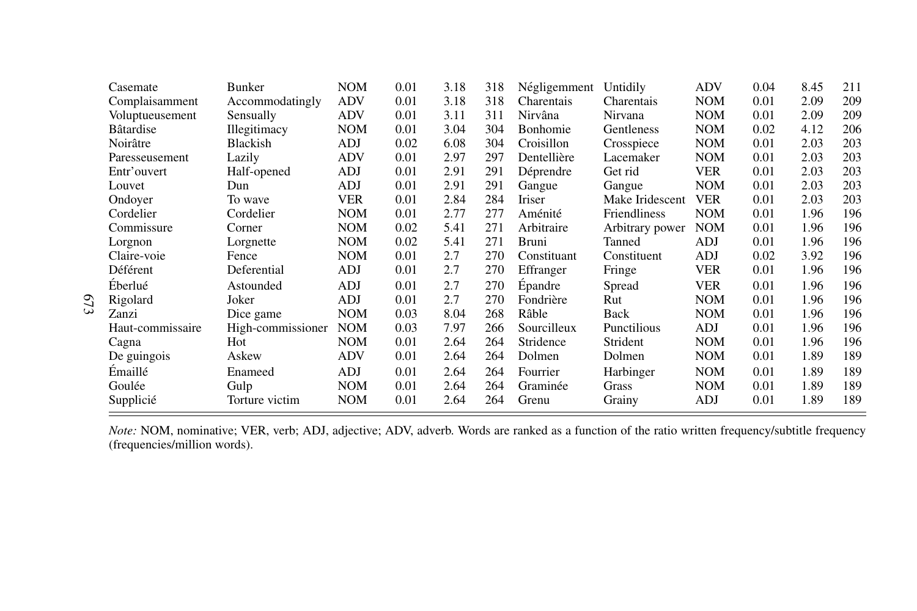| | | | | | | | | | | | |
|---|---|---|---|---|---|---|---|---|---|---|---|
| Casemate | Bunker | NOM | 0.01 | 3.18 | 318 | Négligemment | Untidily | ADV | 0.04 | 8.45 | 211 |
| Complaisamment | Accommodatingly | ADV | 0.01 | 3.18 | 318 | Charentais | Charentais | NOM | 0.01 | 2.09 | 209 |
| Voluptueusement | Sensually | ADV | 0.01 | 3.11 | 311 | Nirvâna | Nirvana | NOM | 0.01 | 2.09 | 209 |
| Bâtardise | Illegitimacy | NOM | 0.01 | 3.04 | 304 | Bonhomie | Gentleness | NOM | 0.02 | 4.12 | 206 |
| Noirâtre | Blackish | ADJ | 0.02 | 6.08 | 304 | Croisillon | Crosspiece | NOM | 0.01 | 2.03 | 203 |
| Paresseusement | Lazily | ADV | 0.01 | 2.97 | 297 | Dentellière | Lacemaker | NOM | 0.01 | 2.03 | 203 |
| Entr'ouvert | Half-opened | ADJ | 0.01 | 2.91 | 291 | Déprendre | Get rid | VER | 0.01 | 2.03 | 203 |
| Louvet | Dun | ADJ | 0.01 | 2.91 | 291 | Gangue | Gangue | NOM | 0.01 | 2.03 | 203 |
| Ondoyer | To wave | VER | 0.01 | 2.84 | 284 | Iriser | Make Iridescent | VER | 0.01 | 2.03 | 203 |
| Cordelier | Cordelier | NOM | 0.01 | 2.77 | 277 | Aménité | Friendliness | NOM | 0.01 | 1.96 | 196 |
| Commissure | Corner | NOM | 0.02 | 5.41 | 271 | Arbitraire | Arbitrary power | NOM | 0.01 | 1.96 | 196 |
| Lorgnon | Lorgnette | NOM | 0.02 | 5.41 | 271 | Bruni | Tanned | ADJ | 0.01 | 1.96 | 196 |
| Claire-voie | Fence | NOM | 0.01 | 2.7 | 270 | Constituant | Constituent | ADJ | 0.02 | 3.92 | 196 |
| Déférent | Deferential | ADJ | 0.01 | 2.7 | 270 | Effranger | Fringe | VER | 0.01 | 1.96 | 196 |
| Éberlué | Astounded | ADJ | 0.01 | 2.7 | 270 | Épandre | Spread | VER | 0.01 | 1.96 | 196 |
| Rigolard | Joker | ADJ | 0.01 | 2.7 | 270 | Fondrière | Rut | NOM | 0.01 | 1.96 | 196 |
| Zanzi | Dice game | NOM | 0.03 | 8.04 | 268 | Râble | Back | NOM | 0.01 | 1.96 | 196 |
| Haut-commissaire | High-commissioner | NOM | 0.03 | 7.97 | 266 | Sourcilleux | Punctilious | ADJ | 0.01 | 1.96 | 196 |
| Cagna | Hot | NOM | 0.01 | 2.64 | 264 | Stridence | Strident | NOM | 0.01 | 1.96 | 196 |
| De guingois | Askew | ADV | 0.01 | 2.64 | 264 | Dolmen | Dolmen | NOM | 0.01 | 1.89 | 189 |
| Émaillé | Enameed | ADJ | 0.01 | 2.64 | 264 | Fourrier | Harbinger | NOM | 0.01 | 1.89 | 189 |
| Goulée | Gulp | NOM | 0.01 | 2.64 | 264 | Graminée | Grass | NOM | 0.01 | 1.89 | 189 |
| Supplicié | Torture victim | NOM | 0.01 | 2.64 | 264 | Grenu | Grainy | ADJ | 0.01 | 1.89 | 189 |

*Note:* NOM, nominative; VER, verb; ADJ, adjective; ADV, adverb. Words are ranked as a function of the ratio written frequency/subtitle frequency (frequencies/million words).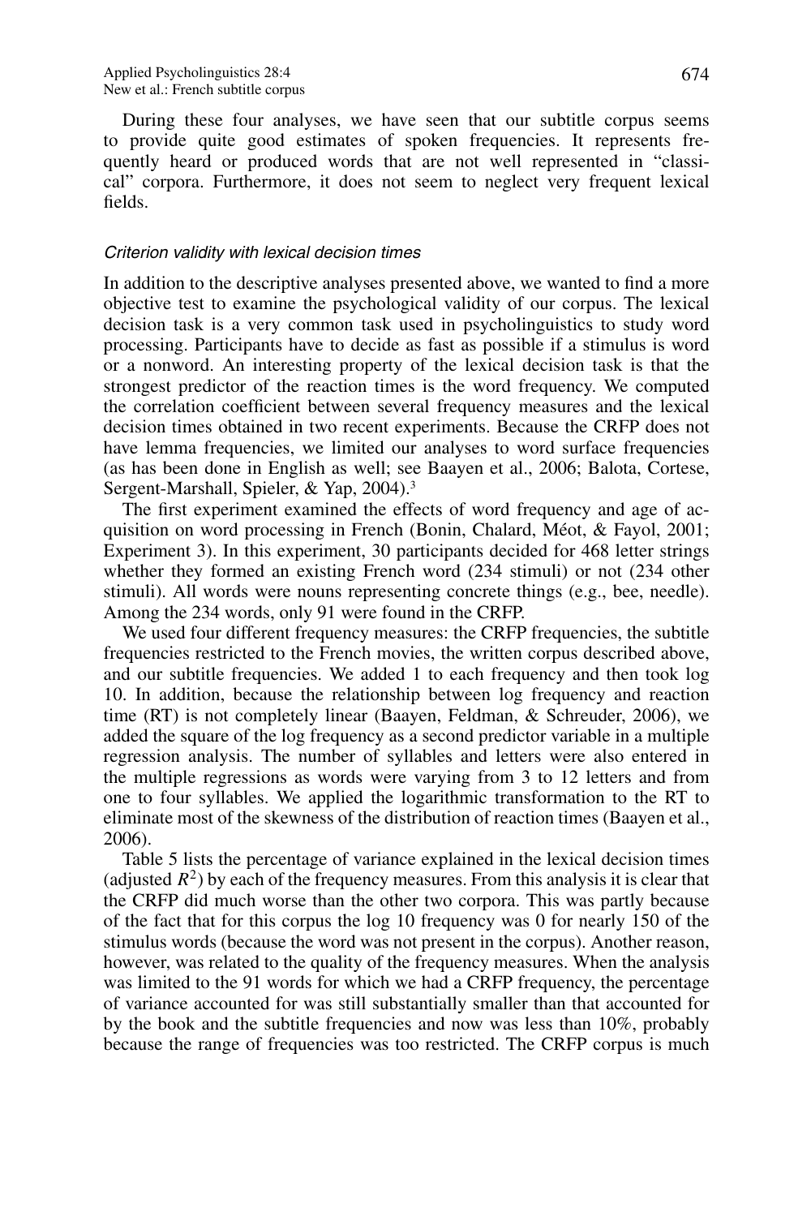During these four analyses, we have seen that our subtitle corpus seems to provide quite good estimates of spoken frequencies. It represents frequently heard or produced words that are not well represented in "classical" corpora. Furthermore, it does not seem to neglect very frequent lexical fields.

### *Criterion validity with lexical decision times*

In addition to the descriptive analyses presented above, we wanted to find a more objective test to examine the psychological validity of our corpus. The lexical decision task is a very common task used in psycholinguistics to study word processing. Participants have to decide as fast as possible if a stimulus is word or a nonword. An interesting property of the lexical decision task is that the strongest predictor of the reaction times is the word frequency. We computed the correlation coefficient between several frequency measures and the lexical decision times obtained in two recent experiments. Because the CRFP does not have lemma frequencies, we limited our analyses to word surface frequencies (as has been done in English as well; see Baayen et al., 2006; Balota, Cortese, Sergent-Marshall, Spieler, & Yap, 2004).[3]

The first experiment examined the effects of word frequency and age of acquisition on word processing in French (Bonin, Chalard, Méot, & Fayol, 2001; Experiment 3). In this experiment, 30 participants decided for 468 letter strings whether they formed an existing French word (234 stimuli) or not (234 other stimuli). All words were nouns representing concrete things (e.g., bee, needle). Among the 234 words, only 91 were found in the CRFP.

We used four different frequency measures: the CRFP frequencies, the subtitle frequencies restricted to the French movies, the written corpus described above, and our subtitle frequencies. We added 1 to each frequency and then took log 10. In addition, because the relationship between log frequency and reaction time (RT) is not completely linear (Baayen, Feldman, & Schreuder, 2006), we added the square of the log frequency as a second predictor variable in a multiple regression analysis. The number of syllables and letters were also entered in the multiple regressions as words were varying from 3 to 12 letters and from one to four syllables. We applied the logarithmic transformation to the RT to eliminate most of the skewness of the distribution of reaction times (Baayen et al., 2006).

Table 5 lists the percentage of variance explained in the lexical decision times (adjusted $R^2$) by each of the frequency measures. From this analysis it is clear that the CRFP did much worse than the other two corpora. This was partly because of the fact that for this corpus the log 10 frequency was 0 for nearly 150 of the stimulus words (because the word was not present in the corpus). Another reason, however, was related to the quality of the frequency measures. When the analysis was limited to the 91 words for which we had a CRFP frequency, the percentage of variance accounted for was still substantially smaller than that accounted for by the book and the subtitle frequencies and now was less than 10%, probably because the range of frequencies was too restricted. The CRFP corpus is much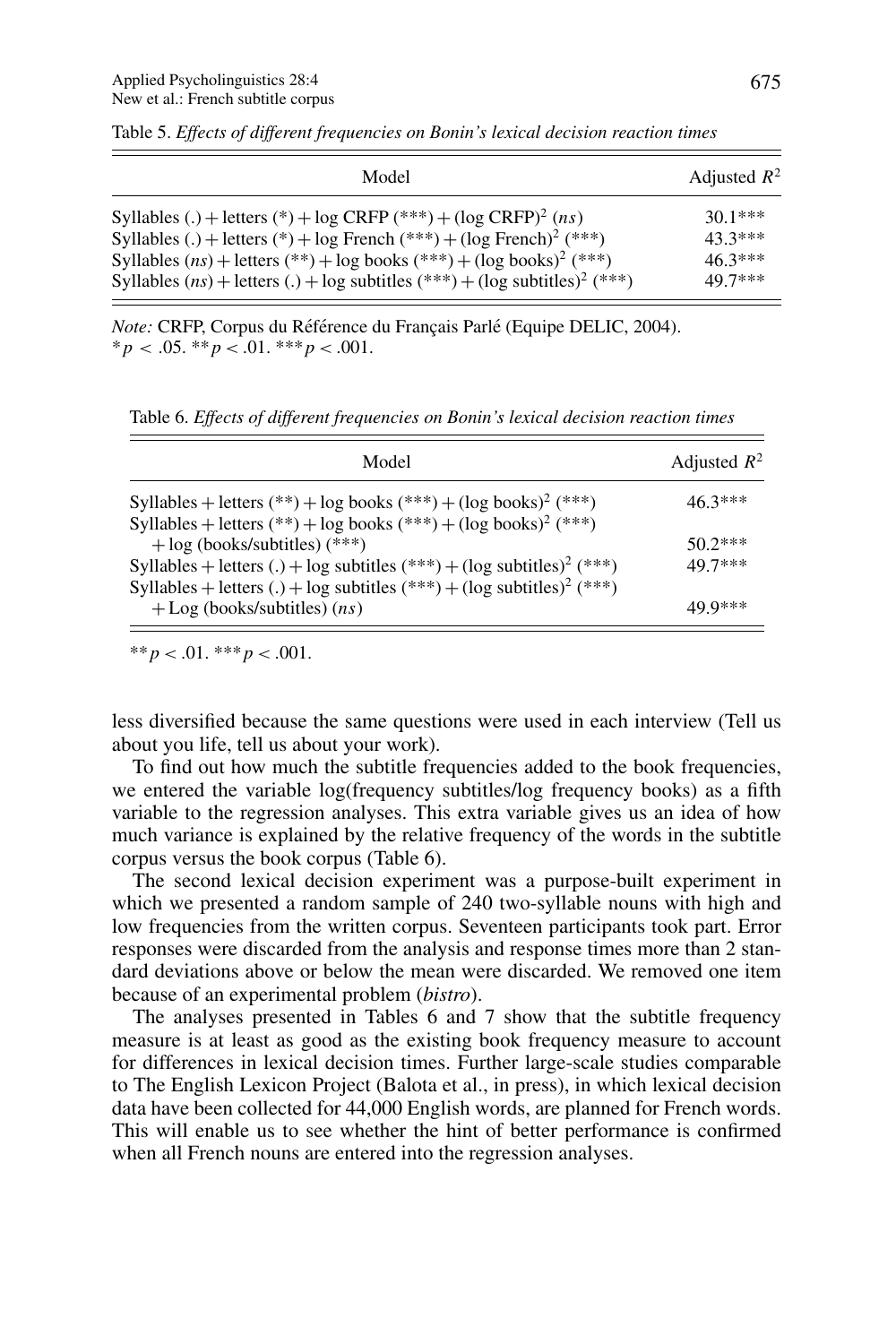Table 5. *Effects of different frequencies on Bonin's lexical decision reaction times*

| Model | Adjusted $R^2$ |
|---|---|
| Syllables (.) + letters (*) + log CRFP (***) + (log CRFP)$^2$ (*ns*) | 30.1*** |
| Syllables (.) + letters (*) + log French (***) + (log French)$^2$ (***) | 43.3*** |
| Syllables (*ns*) + letters (**) + log books (***) + (log books)$^2$ (***) | 46.3*** |
| Syllables (*ns*) + letters (.) + log subtitles (***) + (log subtitles)$^2$ (***) | 49.7*** |

*Note:* CRFP, Corpus du Référence du Français Parlé (Equipe DELIC, 2004).
$*p < .05$. $**p < .01$. $***p < .001$.

Table 6. *Effects of different frequencies on Bonin's lexical decision reaction times*

| Model | Adjusted $R^2$ |
|---|---|
| Syllables + letters (**) + log books (***) + (log books)$^2$ (***) | 46.3*** |
| Syllables + letters (**) + log books (***) + (log books)$^2$ (***) + log (books/subtitles) (***) | 50.2*** |
| Syllables + letters (.) + log subtitles (***) + (log subtitles)$^2$ (***) | 49.7*** |
| Syllables + letters (.) + log subtitles (***) + (log subtitles)$^2$ (***) + Log (books/subtitles) (*ns*) | 49.9*** |

$**p < .01$. $***p < .001$.

less diversified because the same questions were used in each interview (Tell us about you life, tell us about your work).

To find out how much the subtitle frequencies added to the book frequencies, we entered the variable log(frequency subtitles/log frequency books) as a fifth variable to the regression analyses. This extra variable gives us an idea of how much variance is explained by the relative frequency of the words in the subtitle corpus versus the book corpus (Table 6).

The second lexical decision experiment was a purpose-built experiment in which we presented a random sample of 240 two-syllable nouns with high and low frequencies from the written corpus. Seventeen participants took part. Error responses were discarded from the analysis and response times more than 2 standard deviations above or below the mean were discarded. We removed one item because of an experimental problem (*bistro*).

The analyses presented in Tables 6 and 7 show that the subtitle frequency measure is at least as good as the existing book frequency measure to account for differences in lexical decision times. Further large-scale studies comparable to The English Lexicon Project (Balota et al., in press), in which lexical decision data have been collected for 44,000 English words, are planned for French words. This will enable us to see whether the hint of better performance is confirmed when all French nouns are entered into the regression analyses.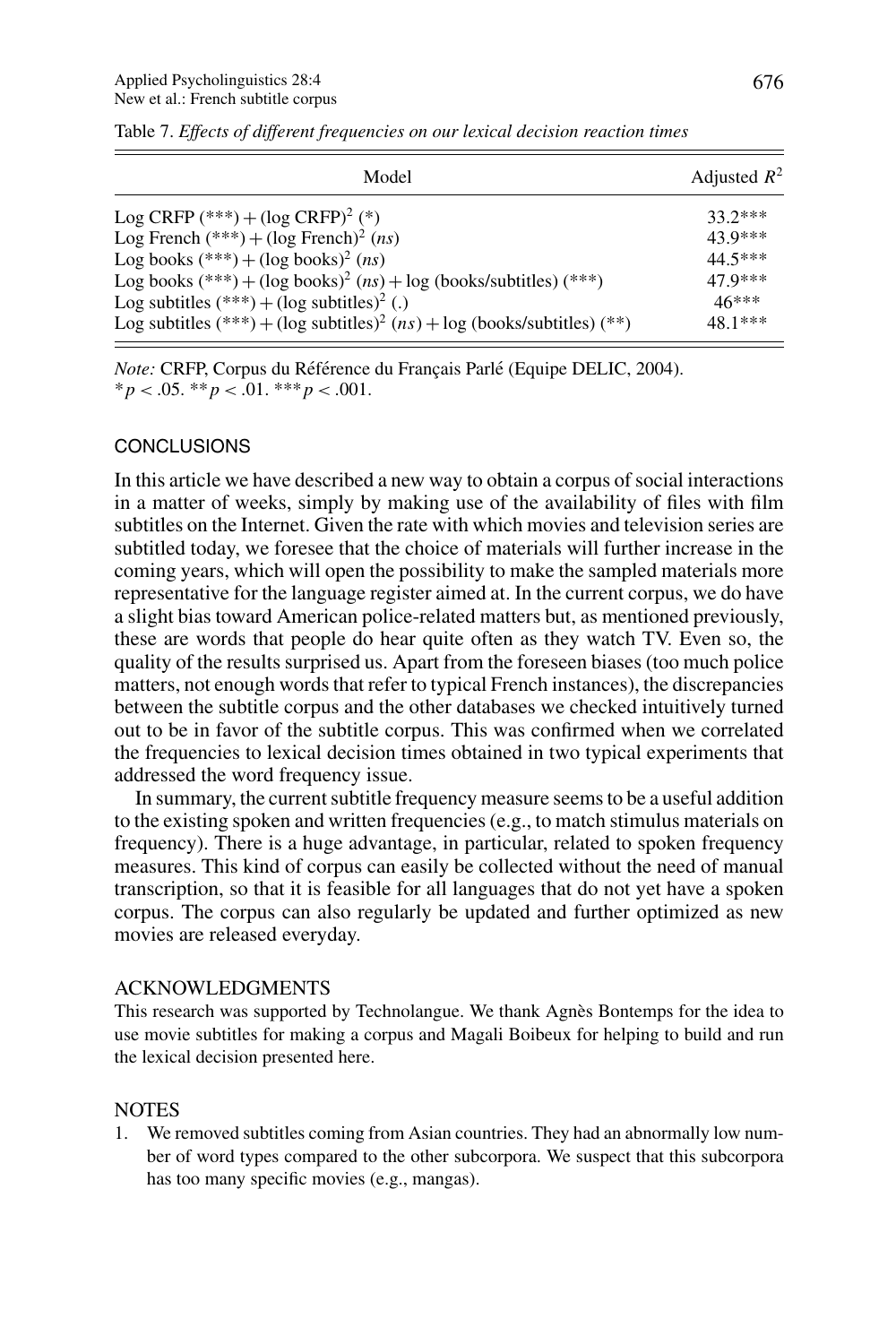Table 7. *Effects of different frequencies on our lexical decision reaction times*

| Model | Adjusted $R^2$ |
|---|---|
| Log CRFP (***) + (log CRFP)$^2$ (*) | 33.2*** |
| Log French (***) + (log French)$^2$ (*ns*) | 43.9*** |
| Log books (***) + (log books)$^2$ (*ns*) | 44.5*** |
| Log books (***) + (log books)$^2$ (*ns*) + log (books/subtitles) (***) | 47.9*** |
| Log subtitles (***) + (log subtitles)$^2$ (.) | 46*** |
| Log subtitles (***) + (log subtitles)$^2$ (*ns*) + log (books/subtitles) (**) | 48.1*** |

*Note:* CRFP, Corpus du Référence du Français Parlé (Equipe DELIC, 2004).
$*p < .05$. $**p < .01$. $***p < .001$.

## CONCLUSIONS

In this article we have described a new way to obtain a corpus of social interactions in a matter of weeks, simply by making use of the availability of files with film subtitles on the Internet. Given the rate with which movies and television series are subtitled today, we foresee that the choice of materials will further increase in the coming years, which will open the possibility to make the sampled materials more representative for the language register aimed at. In the current corpus, we do have a slight bias toward American police-related matters but, as mentioned previously, these are words that people do hear quite often as they watch TV. Even so, the quality of the results surprised us. Apart from the foreseen biases (too much police matters, not enough words that refer to typical French instances), the discrepancies between the subtitle corpus and the other databases we checked intuitively turned out to be in favor of the subtitle corpus. This was confirmed when we correlated the frequencies to lexical decision times obtained in two typical experiments that addressed the word frequency issue.

In summary, the current subtitle frequency measure seems to be a useful addition to the existing spoken and written frequencies (e.g., to match stimulus materials on frequency). There is a huge advantage, in particular, related to spoken frequency measures. This kind of corpus can easily be collected without the need of manual transcription, so that it is feasible for all languages that do not yet have a spoken corpus. The corpus can also regularly be updated and further optimized as new movies are released everyday.

## ACKNOWLEDGMENTS

This research was supported by Technolangue. We thank Agnès Bontemps for the idea to use movie subtitles for making a corpus and Magali Boibeux for helping to build and run the lexical decision presented here.

## NOTES

1. We removed subtitles coming from Asian countries. They had an abnormally low number of word types compared to the other subcorpora. We suspect that this subcorpora has too many specific movies (e.g., mangas).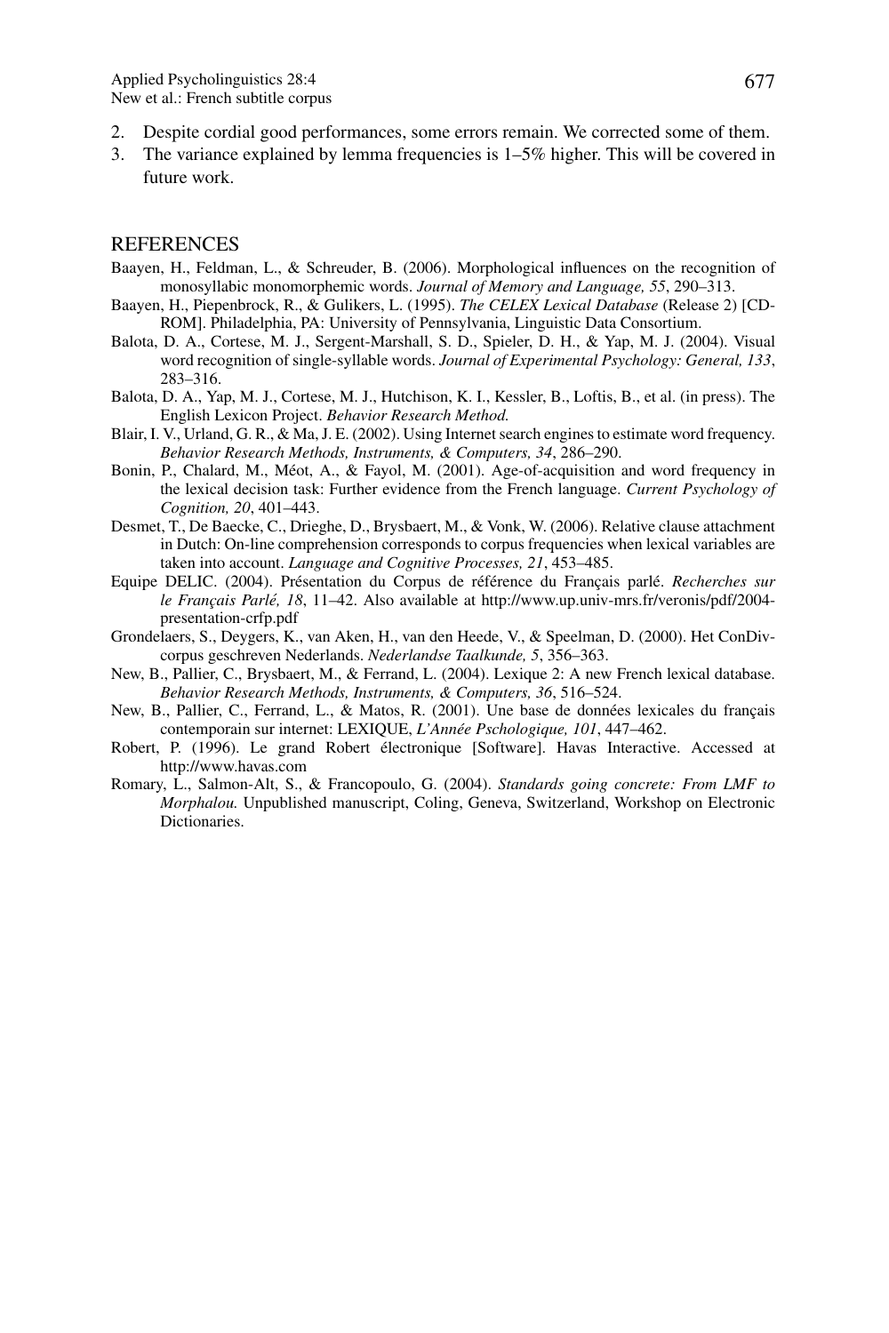2. Despite cordial good performances, some errors remain. We corrected some of them.
3. The variance explained by lemma frequencies is 1–5% higher. This will be covered in future work.

## REFERENCES

Baayen, H., Feldman, L., & Schreuder, B. (2006). Morphological influences on the recognition of monosyllabic monomorphemic words. *Journal of Memory and Language, 55*, 290–313.

Baayen, H., Piepenbrock, R., & Gulikers, L. (1995). *The CELEX Lexical Database* (Release 2) [CD-ROM]. Philadelphia, PA: University of Pennsylvania, Linguistic Data Consortium.

Balota, D. A., Cortese, M. J., Sergent-Marshall, S. D., Spieler, D. H., & Yap, M. J. (2004). Visual word recognition of single-syllable words. *Journal of Experimental Psychology: General, 133*, 283–316.

Balota, D. A., Yap, M. J., Cortese, M. J., Hutchison, K. I., Kessler, B., Loftis, B., et al. (in press). The English Lexicon Project. *Behavior Research Method.*

Blair, I. V., Urland, G. R., & Ma, J. E. (2002). Using Internet search engines to estimate word frequency. *Behavior Research Methods, Instruments, & Computers, 34*, 286–290.

Bonin, P., Chalard, M., Méot, A., & Fayol, M. (2001). Age-of-acquisition and word frequency in the lexical decision task: Further evidence from the French language. *Current Psychology of Cognition, 20*, 401–443.

Desmet, T., De Baecke, C., Drieghe, D., Brysbaert, M., & Vonk, W. (2006). Relative clause attachment in Dutch: On-line comprehension corresponds to corpus frequencies when lexical variables are taken into account. *Language and Cognitive Processes, 21*, 453–485.

Equipe DELIC. (2004). Présentation du Corpus de référence du Français parlé. *Recherches sur le Français Parlé, 18*, 11–42. Also available at http://www.up.univ-mrs.fr/veronis/pdf/2004-presentation-crfp.pdf

Grondelaers, S., Deygers, K., van Aken, H., van den Heede, V., & Speelman, D. (2000). Het ConDiv-corpus geschreven Nederlands. *Nederlandse Taalkunde, 5*, 356–363.

New, B., Pallier, C., Brysbaert, M., & Ferrand, L. (2004). Lexique 2: A new French lexical database. *Behavior Research Methods, Instruments, & Computers, 36*, 516–524.

New, B., Pallier, C., Ferrand, L., & Matos, R. (2001). Une base de données lexicales du français contemporain sur internet: LEXIQUE, *L'Année Pschologique, 101*, 447–462.

Robert, P. (1996). Le grand Robert électronique [Software]. Havas Interactive. Accessed at http://www.havas.com

Romary, L., Salmon-Alt, S., & Francopoulo, G. (2004). *Standards going concrete: From LMF to Morphalou.* Unpublished manuscript, Coling, Geneva, Switzerland, Workshop on Electronic Dictionaries.